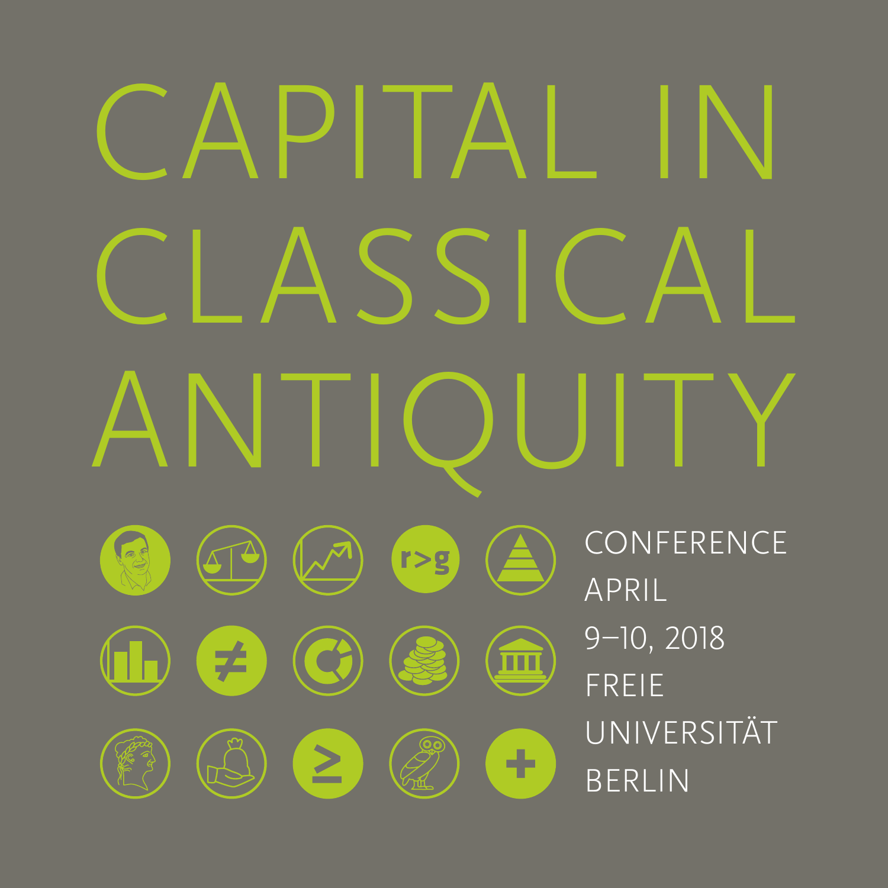# CAPITAL IN CLASSICAL ANTIQUITY

CONFERENCE
APRIL
9–10, 2018
FREIE
UNIVERSITÄT
BERLIN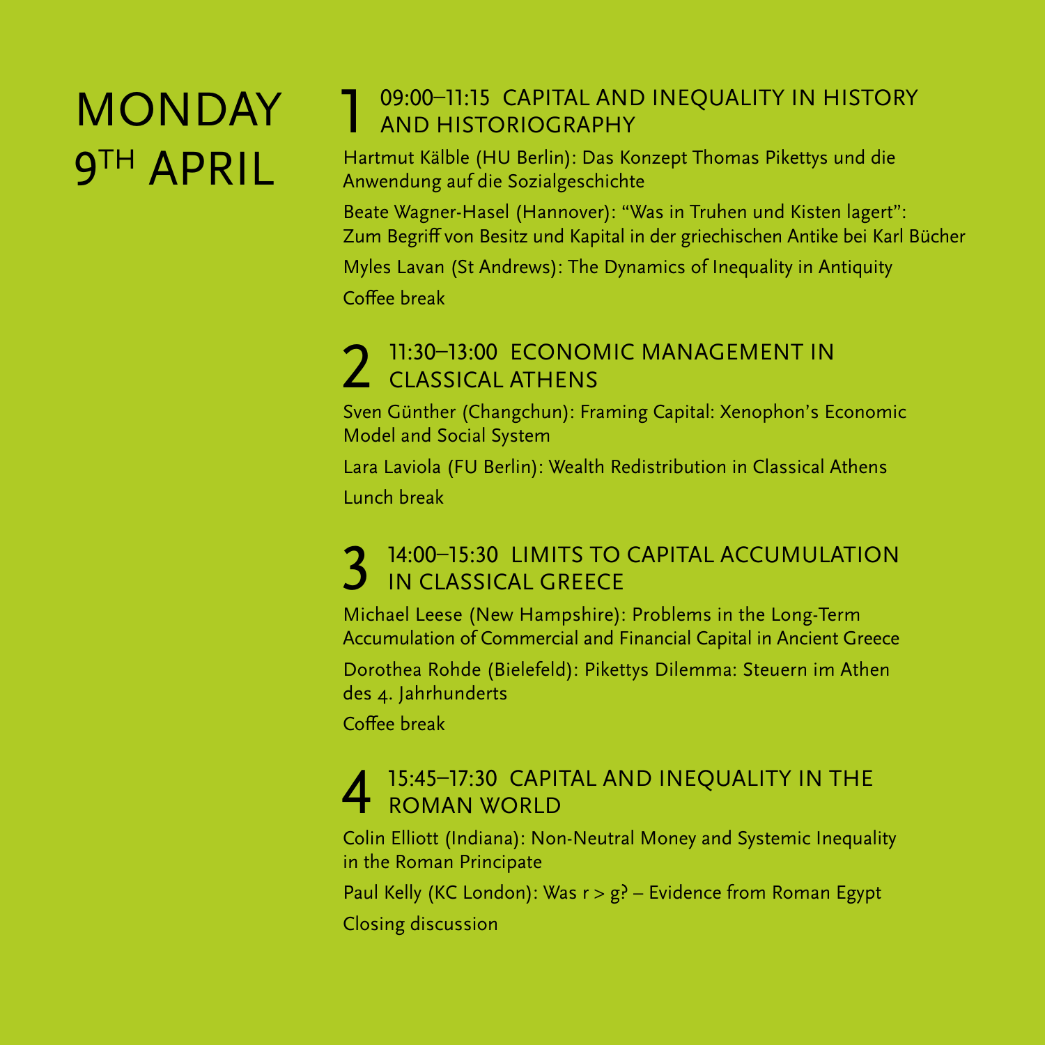# MONDAY 9TH APRIL

## 1 09:00–11:15 CAPITAL AND INEQUALITY IN HISTORY AND HISTORIOGRAPHY

Hartmut Kälble (HU Berlin): Das Konzept Thomas Pikettys und die Anwendung auf die Sozialgeschichte

Beate Wagner-Hasel (Hannover): "Was in Truhen und Kisten lagert": Zum Begriff von Besitz und Kapital in der griechischen Antike bei Karl Bücher

Myles Lavan (St Andrews): The Dynamics of Inequality in Antiquity

Coffee break

## 2 11:30–13:00 ECONOMIC MANAGEMENT IN CLASSICAL ATHENS

Sven Günther (Changchun): Framing Capital: Xenophon's Economic Model and Social System

Lara Laviola (FU Berlin): Wealth Redistribution in Classical Athens

Lunch break

## 3 14:00–15:30 LIMITS TO CAPITAL ACCUMULATION IN CLASSICAL GREECE

Michael Leese (New Hampshire): Problems in the Long-Term Accumulation of Commercial and Financial Capital in Ancient Greece

Dorothea Rohde (Bielefeld): Pikettys Dilemma: Steuern im Athen des 4. Jahrhunderts

Coffee break

## 4 15:45–17:30 CAPITAL AND INEQUALITY IN THE ROMAN WORLD

Colin Elliott (Indiana): Non-Neutral Money and Systemic Inequality in the Roman Principate

Paul Kelly (KC London): Was $r > g$? – Evidence from Roman Egypt

Closing discussion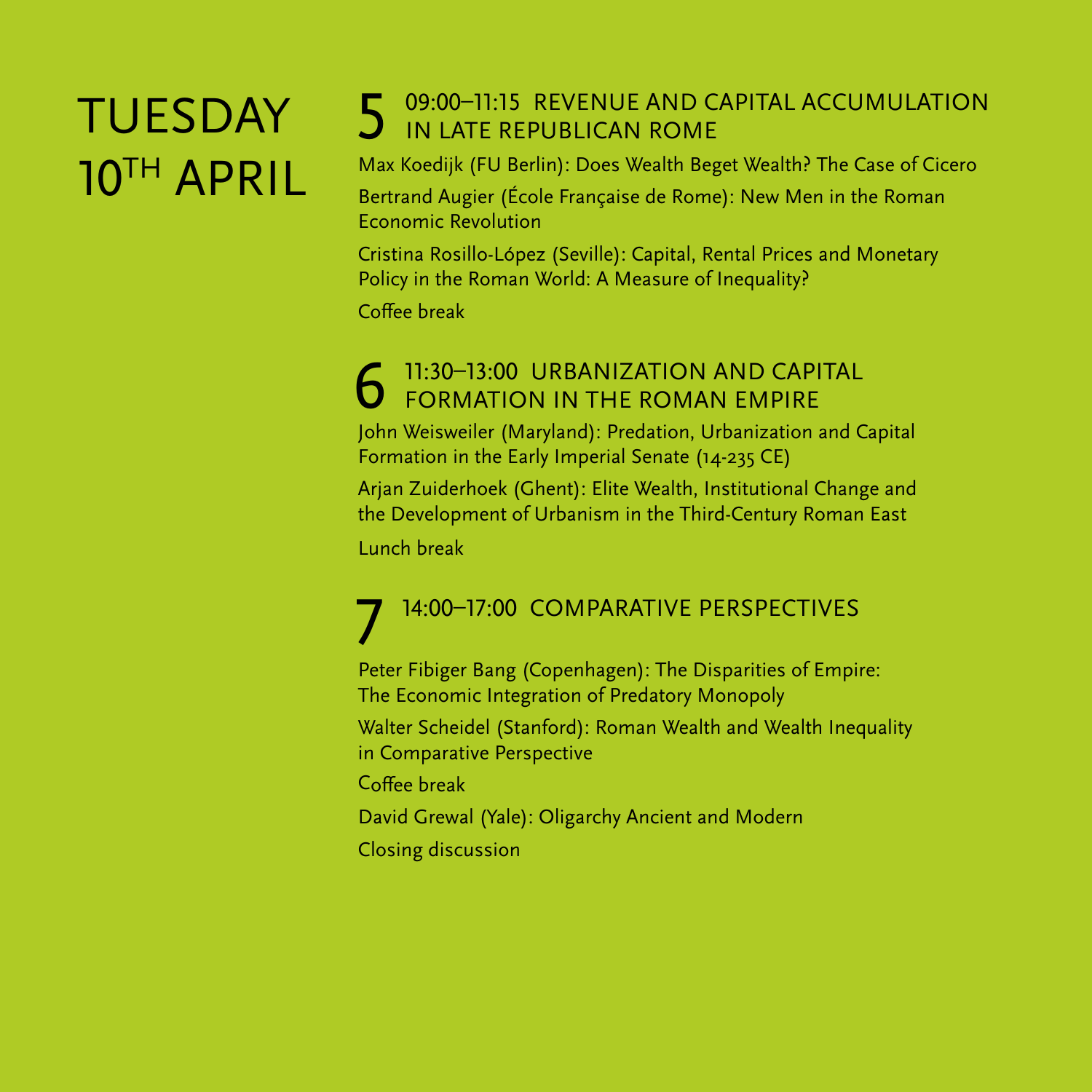# TUESDAY 10TH APRIL

## 5 09:00–11:15 REVENUE AND CAPITAL ACCUMULATION IN LATE REPUBLICAN ROME

Max Koedijk (FU Berlin): Does Wealth Beget Wealth? The Case of Cicero

Bertrand Augier (École Française de Rome): New Men in the Roman Economic Revolution

Cristina Rosillo-López (Seville): Capital, Rental Prices and Monetary Policy in the Roman World: A Measure of Inequality?

Coffee break

## 6 11:30–13:00 URBANIZATION AND CAPITAL FORMATION IN THE ROMAN EMPIRE

John Weisweiler (Maryland): Predation, Urbanization and Capital Formation in the Early Imperial Senate (14-235 CE)

Arjan Zuiderhoek (Ghent): Elite Wealth, Institutional Change and the Development of Urbanism in the Third-Century Roman East

Lunch break

## 7 14:00–17:00 COMPARATIVE PERSPECTIVES

Peter Fibiger Bang (Copenhagen): The Disparities of Empire: The Economic Integration of Predatory Monopoly

Walter Scheidel (Stanford): Roman Wealth and Wealth Inequality in Comparative Perspective

Coffee break

David Grewal (Yale): Oligarchy Ancient and Modern

Closing discussion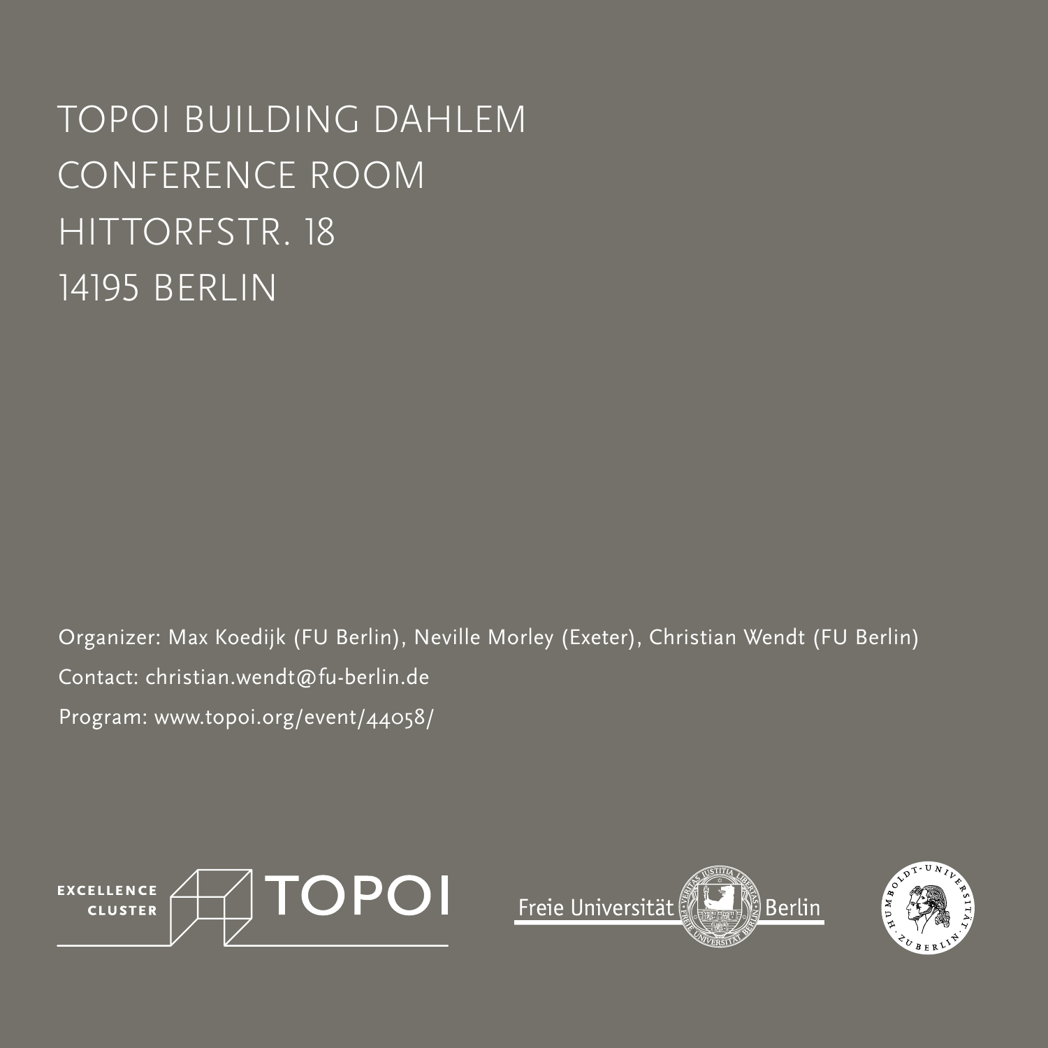TOPOI BUILDING DAHLEM
CONFERENCE ROOM
HITTORFSTR. 18
14195 BERLIN

Organizer: Max Koedijk (FU Berlin), Neville Morley (Exeter), Christian Wendt (FU Berlin)

Contact: christian.wendt@fu-berlin.de

Program: www.topoi.org/event/44058/

EXCELLENCE CLUSTER TOPOI

Freie Universität Berlin